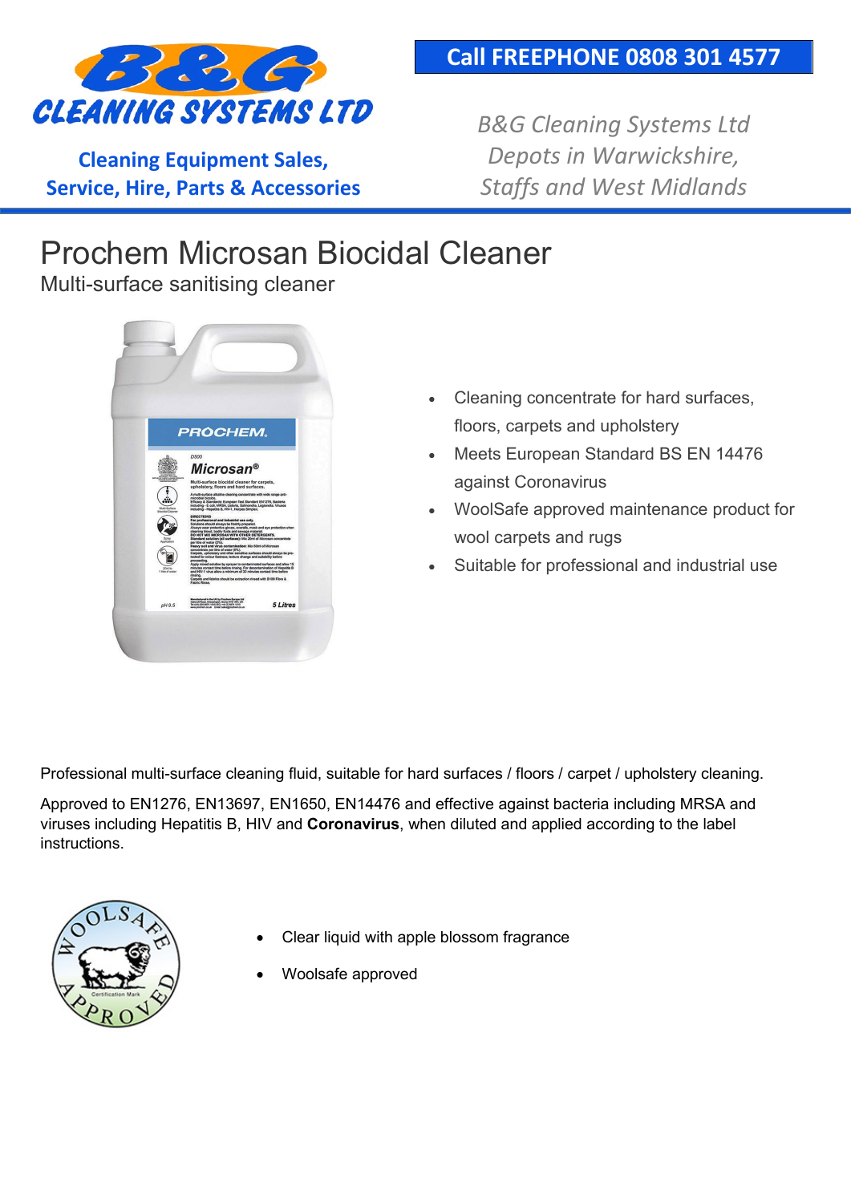B&G CLEANING SYSTEMS LTD

Cleaning Equipment Sales, Service, Hire, Parts & Accessories

**Call FREEPHONE 0808 301 4577**

*B&G Cleaning Systems Ltd Depots in Warwickshire, Staffs and West Midlands*

# Prochem Microsan Biocidal Cleaner

Multi-surface sanitising cleaner

- Cleaning concentrate for hard surfaces, floors, carpets and upholstery
- Meets European Standard BS EN 14476 against Coronavirus
- WoolSafe approved maintenance product for wool carpets and rugs
- Suitable for professional and industrial use

Professional multi-surface cleaning fluid, suitable for hard surfaces / floors / carpet / upholstery cleaning.

Approved to EN1276, EN13697, EN1650, EN14476 and effective against bacteria including MRSA and viruses including Hepatitis B, HIV and **Coronavirus**, when diluted and applied according to the label instructions.

- Clear liquid with apple blossom fragrance
- Woolsafe approved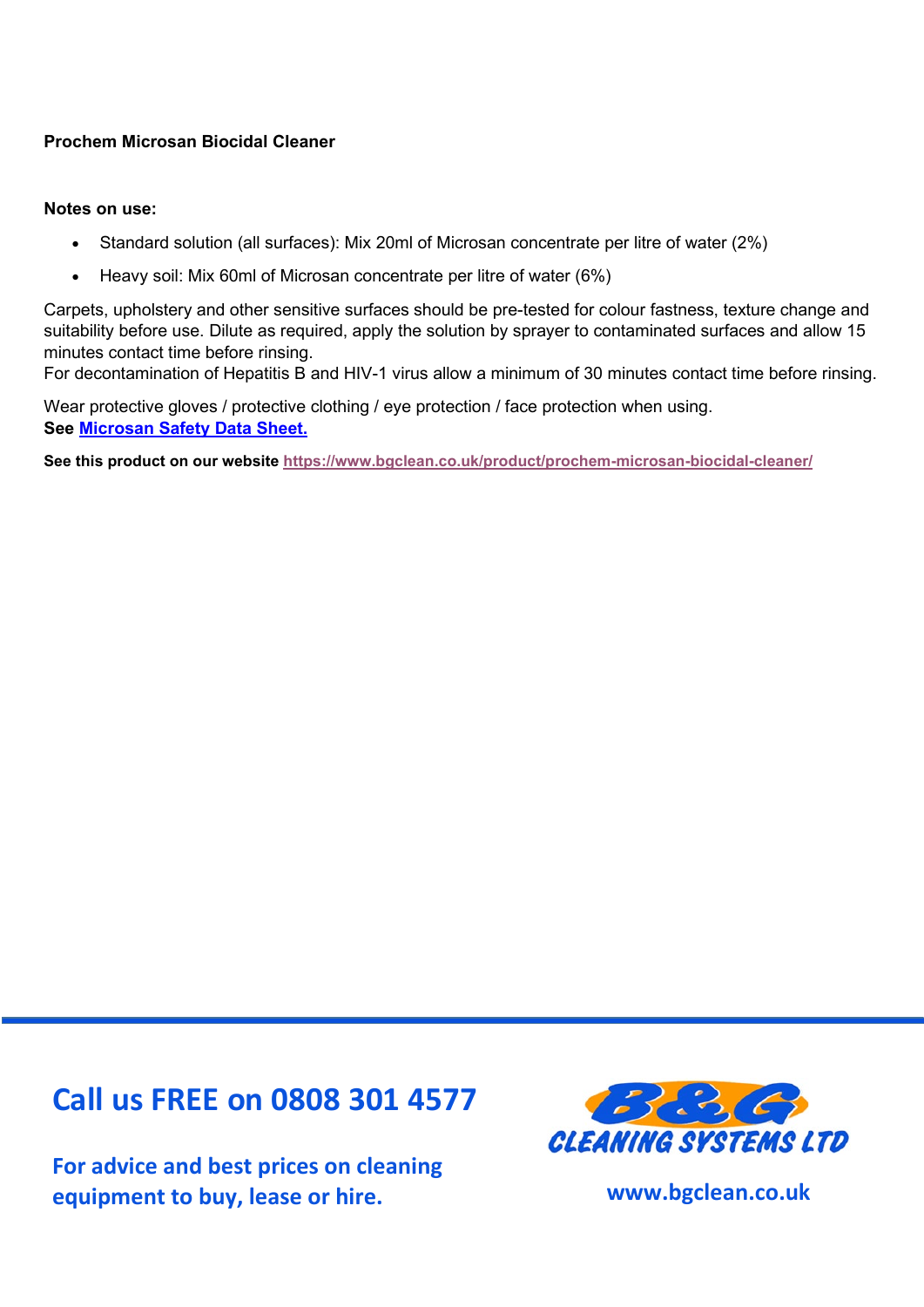**Prochem Microsan Biocidal Cleaner**

**Notes on use:**

- Standard solution (all surfaces): Mix 20ml of Microsan concentrate per litre of water (2%)
- Heavy soil: Mix 60ml of Microsan concentrate per litre of water (6%)

Carpets, upholstery and other sensitive surfaces should be pre-tested for colour fastness, texture change and suitability before use. Dilute as required, apply the solution by sprayer to contaminated surfaces and allow 15 minutes contact time before rinsing.
For decontamination of Hepatitis B and HIV-1 virus allow a minimum of 30 minutes contact time before rinsing.

Wear protective gloves / protective clothing / eye protection / face protection when using.
**See Microsan Safety Data Sheet.**

**See this product on our website https://www.bgclean.co.uk/product/prochem-microsan-biocidal-cleaner/**

Call us FREE on 0808 301 4577

For advice and best prices on cleaning equipment to buy, lease or hire.

B&G CLEANING SYSTEMS LTD

www.bgclean.co.uk